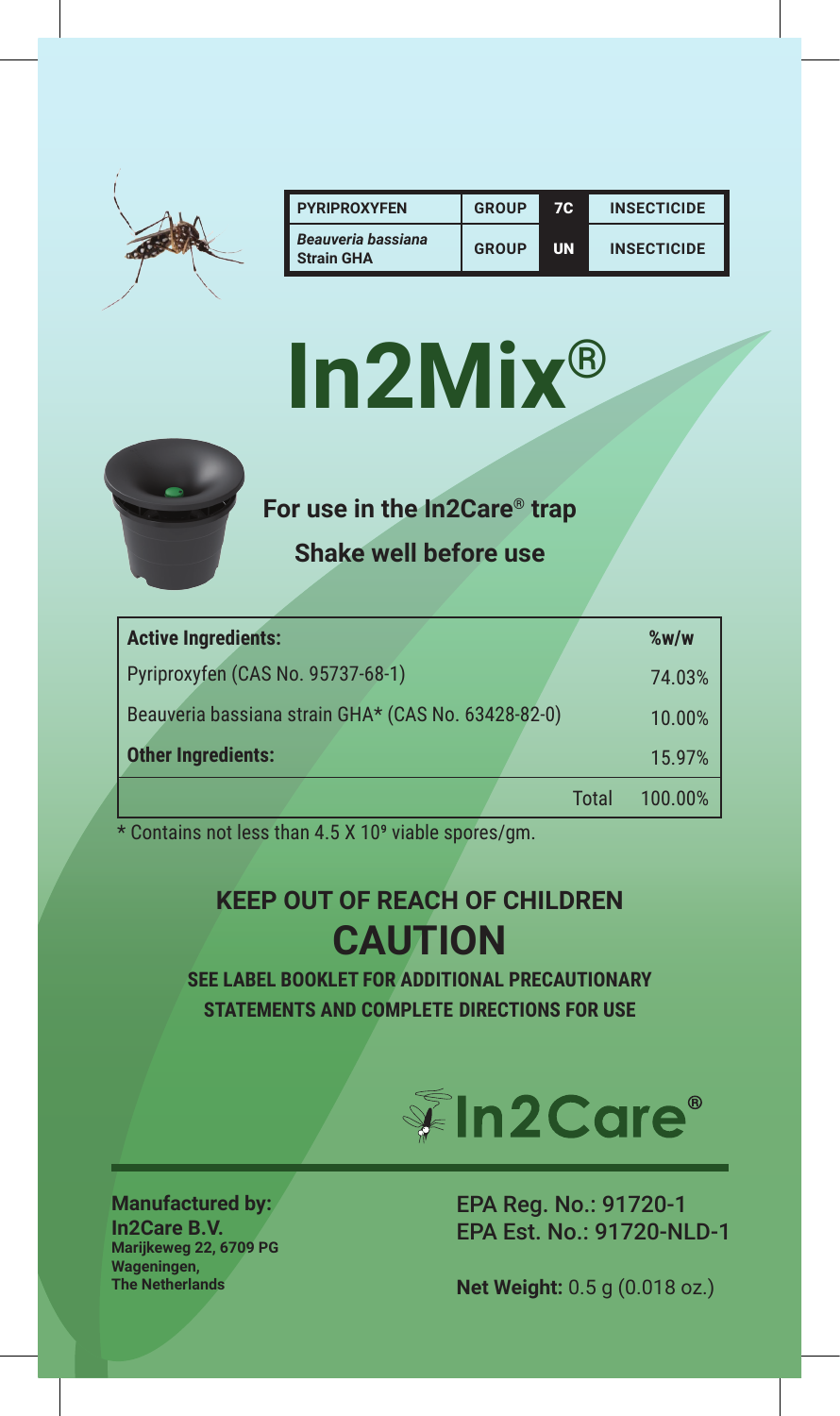| PYRIPROXYFEN | GROUP | 7C | INSECTICIDE |
|---|---|---|---|
| *Beauveria bassiana* Strain GHA | GROUP | UN | INSECTICIDE |

# In2Mix®

**For use in the In2Care® trap**

**Shake well before use**

| **Active Ingredients:** | **%w/w** |
|---|---|
| Pyriproxyfen (CAS No. 95737-68-1) | 74.03% |
| Beauveria bassiana strain GHA* (CAS No. 63428-82-0) | 10.00% |
| **Other Ingredients:** | 15.97% |
| Total | 100.00% |

* Contains not less than 4.5 X $10^9$ viable spores/gm.

## KEEP OUT OF REACH OF CHILDREN

## CAUTION

**SEE LABEL BOOKLET FOR ADDITIONAL PRECAUTIONARY STATEMENTS AND COMPLETE DIRECTIONS FOR USE**

In2Care®

**Manufactured by:**
**In2Care B.V.**
**Marijkeweg 22, 6709 PG**
**Wageningen,**
**The Netherlands**

EPA Reg. No.: 91720-1
EPA Est. No.: 91720-NLD-1

**Net Weight:** 0.5 g (0.018 oz.)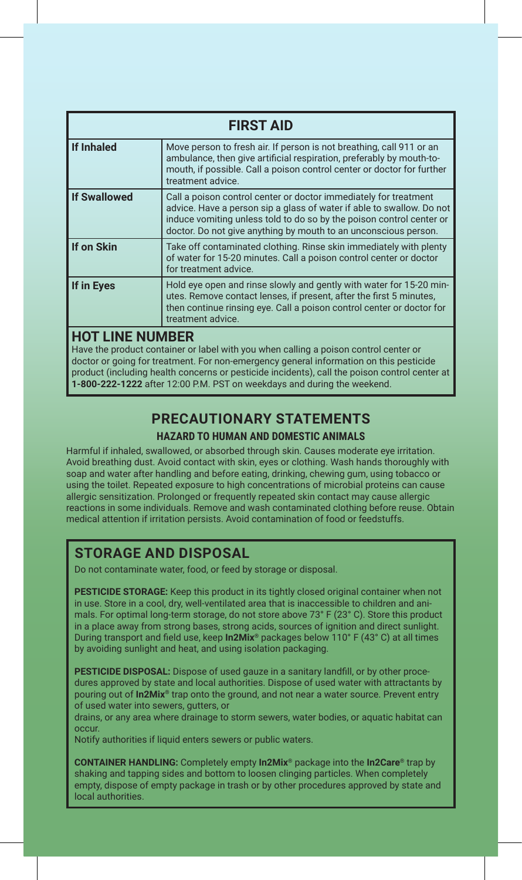## FIRST AID

| | |
|---|---|
| **If Inhaled** | Move person to fresh air. If person is not breathing, call 911 or an ambulance, then give artificial respiration, preferably by mouth-to-mouth, if possible. Call a poison control center or doctor for further treatment advice. |
| **If Swallowed** | Call a poison control center or doctor immediately for treatment advice. Have a person sip a glass of water if able to swallow. Do not induce vomiting unless told to do so by the poison control center or doctor. Do not give anything by mouth to an unconscious person. |
| **If on Skin** | Take off contaminated clothing. Rinse skin immediately with plenty of water for 15-20 minutes. Call a poison control center or doctor for treatment advice. |
| **If in Eyes** | Hold eye open and rinse slowly and gently with water for 15-20 minutes. Remove contact lenses, if present, after the first 5 minutes, then continue rinsing eye. Call a poison control center or doctor for treatment advice. |

### HOT LINE NUMBER

Have the product container or label with you when calling a poison control center or doctor or going for treatment. For non-emergency general information on this pesticide product (including health concerns or pesticide incidents), call the poison control center at **1-800-222-1222** after 12:00 P.M. PST on weekdays and during the weekend.

## PRECAUTIONARY STATEMENTS

### HAZARD TO HUMAN AND DOMESTIC ANIMALS

Harmful if inhaled, swallowed, or absorbed through skin. Causes moderate eye irritation. Avoid breathing dust. Avoid contact with skin, eyes or clothing. Wash hands thoroughly with soap and water after handling and before eating, drinking, chewing gum, using tobacco or using the toilet. Repeated exposure to high concentrations of microbial proteins can cause allergic sensitization. Prolonged or frequently repeated skin contact may cause allergic reactions in some individuals. Remove and wash contaminated clothing before reuse. Obtain medical attention if irritation persists. Avoid contamination of food or feedstuffs.

## STORAGE AND DISPOSAL

Do not contaminate water, food, or feed by storage or disposal.

**PESTICIDE STORAGE:** Keep this product in its tightly closed original container when not in use. Store in a cool, dry, well-ventilated area that is inaccessible to children and animals. For optimal long-term storage, do not store above 73° F (23° C). Store this product in a place away from strong bases, strong acids, sources of ignition and direct sunlight. During transport and field use, keep **In2Mix**® packages below 110° F (43° C) at all times by avoiding sunlight and heat, and using isolation packaging.

**PESTICIDE DISPOSAL:** Dispose of used gauze in a sanitary landfill, or by other procedures approved by state and local authorities. Dispose of used water with attractants by pouring out of **In2Mix**® trap onto the ground, and not near a water source. Prevent entry of used water into sewers, gutters, or drains, or any area where drainage to storm sewers, water bodies, or aquatic habitat can occur.
Notify authorities if liquid enters sewers or public waters.

**CONTAINER HANDLING:** Completely empty **In2Mix**® package into the **In2Care**® trap by shaking and tapping sides and bottom to loosen clinging particles. When completely empty, dispose of empty package in trash or by other procedures approved by state and local authorities.